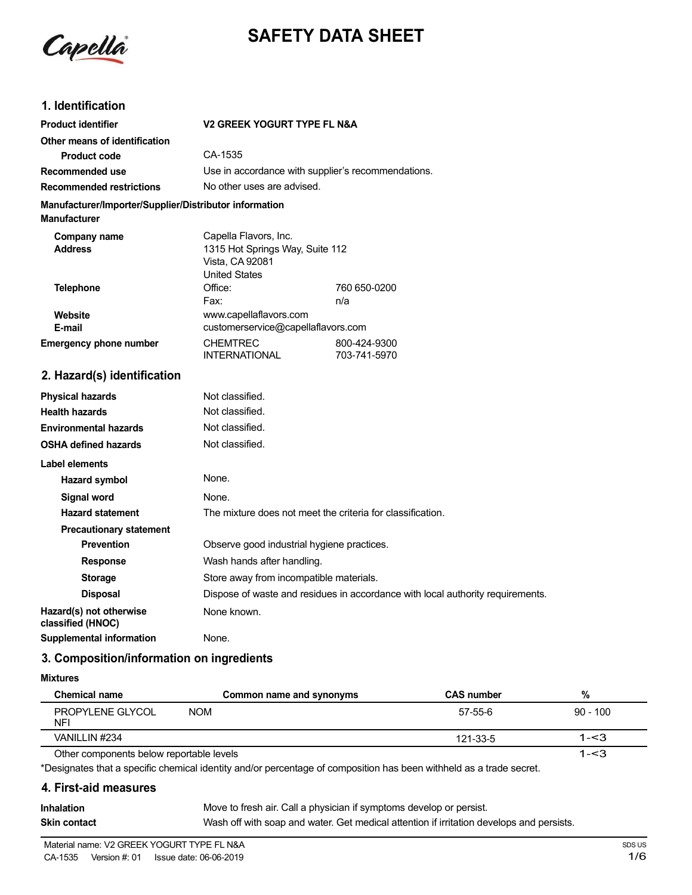Capella

# SAFETY DATA SHEET

## 1. Identification

| | | |
|---|---|---|
| **Product identifier** | **V2 GREEK YOGURT TYPE FL N&A** | |
| **Other means of identification** | | |
| **Product code** | CA-1535 | |
| **Recommended use** | Use in accordance with supplier's recommendations. | |
| **Recommended restrictions** | No other uses are advised. | |

**Manufacturer/Importer/Supplier/Distributor information**

**Manufacturer**

| | | |
|---|---|---|
| **Company name** | Capella Flavors, Inc. | |
| **Address** | 1315 Hot Springs Way, Suite 112<br>Vista, CA 92081<br>United States | |
| **Telephone** | Office: | 760 650-0200 |
| | Fax: | n/a |
| **Website** | www.capellaflavors.com | |
| **E-mail** | customerservice@capellaflavors.com | |
| **Emergency phone number** | CHEMTREC | 800-424-9300 |
| | INTERNATIONAL | 703-741-5970 |

## 2. Hazard(s) identification

| | |
|---|---|
| **Physical hazards** | Not classified. |
| **Health hazards** | Not classified. |
| **Environmental hazards** | Not classified. |
| **OSHA defined hazards** | Not classified. |

**Label elements**

| | |
|---|---|
| **Hazard symbol** | None. |
| **Signal word** | None. |
| **Hazard statement** | The mixture does not meet the criteria for classification. |
| **Precautionary statement** | |
| **Prevention** | Observe good industrial hygiene practices. |
| **Response** | Wash hands after handling. |
| **Storage** | Store away from incompatible materials. |
| **Disposal** | Dispose of waste and residues in accordance with local authority requirements. |
| **Hazard(s) not otherwise classified (HNOC)** | None known. |
| **Supplemental information** | None. |

## 3. Composition/information on ingredients

**Mixtures**

| Chemical name | Common name and synonyms | CAS number | % |
|---|---|---|---|
| PROPYLENE GLYCOL NFI | NOM | 57-55-6 | 90 - 100 |
| VANILLIN #234 | | 121-33-5 | 1-<3 |
| Other components below reportable levels | | | 1-<3 |

*Designates that a specific chemical identity and/or percentage of composition has been withheld as a trade secret.

## 4. First-aid measures

| | |
|---|---|
| **Inhalation** | Move to fresh air. Call a physician if symptoms develop or persist. |
| **Skin contact** | Wash off with soap and water. Get medical attention if irritation develops and persists. |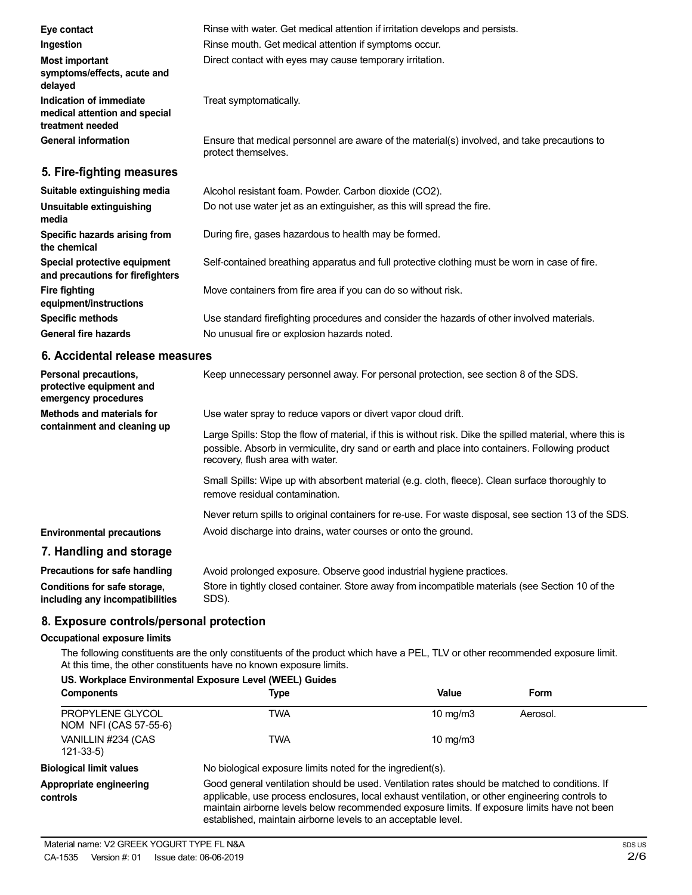**Eye contact** Rinse with water. Get medical attention if irritation develops and persists.

**Ingestion** Rinse mouth. Get medical attention if symptoms occur.

**Most important symptoms/effects, acute and delayed** Direct contact with eyes may cause temporary irritation.

**Indication of immediate medical attention and special treatment needed** Treat symptomatically.

**General information** Ensure that medical personnel are aware of the material(s) involved, and take precautions to protect themselves.

## 5. Fire-fighting measures

**Suitable extinguishing media** Alcohol resistant foam. Powder. Carbon dioxide ($CO_2$).

**Unsuitable extinguishing media** Do not use water jet as an extinguisher, as this will spread the fire.

**Specific hazards arising from the chemical** During fire, gases hazardous to health may be formed.

**Special protective equipment and precautions for firefighters** Self-contained breathing apparatus and full protective clothing must be worn in case of fire.

**Fire fighting equipment/instructions** Move containers from fire area if you can do so without risk.

**Specific methods** Use standard firefighting procedures and consider the hazards of other involved materials.

**General fire hazards** No unusual fire or explosion hazards noted.

## 6. Accidental release measures

**Personal precautions, protective equipment and emergency procedures** Keep unnecessary personnel away. For personal protection, see section 8 of the SDS.

**Methods and materials for containment and cleaning up** Use water spray to reduce vapors or divert vapor cloud drift.

Large Spills: Stop the flow of material, if this is without risk. Dike the spilled material, where this is possible. Absorb in vermiculite, dry sand or earth and place into containers. Following product recovery, flush area with water.

Small Spills: Wipe up with absorbent material (e.g. cloth, fleece). Clean surface thoroughly to remove residual contamination.

Never return spills to original containers for re-use. For waste disposal, see section 13 of the SDS.

**Environmental precautions** Avoid discharge into drains, water courses or onto the ground.

## 7. Handling and storage

**Precautions for safe handling** Avoid prolonged exposure. Observe good industrial hygiene practices.

**Conditions for safe storage, including any incompatibilities** Store in tightly closed container. Store away from incompatible materials (see Section 10 of the SDS).

## 8. Exposure controls/personal protection

**Occupational exposure limits**

The following constituents are the only constituents of the product which have a PEL, TLV or other recommended exposure limit. At this time, the other constituents have no known exposure limits.

**US. Workplace Environmental Exposure Level (WEEL) Guides**

| Components | Type | Value | Form |
| --- | --- | --- | --- |
| PROPYLENE GLYCOL NOM NFI (CAS 57-55-6) | TWA | 10 mg/m3 | Aerosol. |
| VANILLIN #234 (CAS 121-33-5) | TWA | 10 mg/m3 | |

**Biological limit values** No biological exposure limits noted for the ingredient(s).

**Appropriate engineering controls** Good general ventilation should be used. Ventilation rates should be matched to conditions. If applicable, use process enclosures, local exhaust ventilation, or other engineering controls to maintain airborne levels below recommended exposure limits. If exposure limits have not been established, maintain airborne levels to an acceptable level.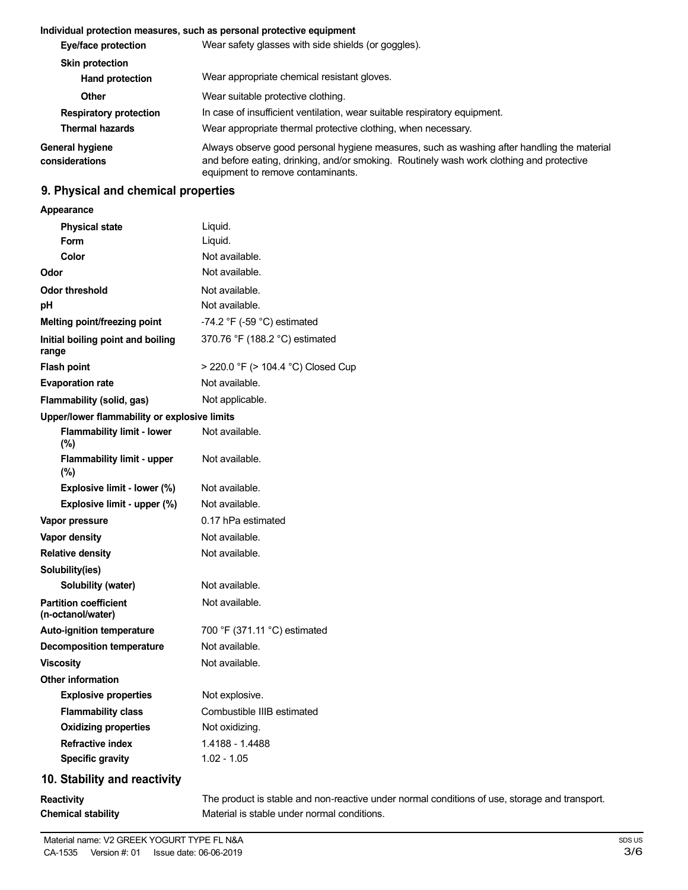**Individual protection measures, such as personal protective equipment**

| | |
|---|---|
| **Eye/face protection** | Wear safety glasses with side shields (or goggles). |
| **Skin protection** | |
| **Hand protection** | Wear appropriate chemical resistant gloves. |
| **Other** | Wear suitable protective clothing. |
| **Respiratory protection** | In case of insufficient ventilation, wear suitable respiratory equipment. |
| **Thermal hazards** | Wear appropriate thermal protective clothing, when necessary. |
| **General hygiene considerations** | Always observe good personal hygiene measures, such as washing after handling the material and before eating, drinking, and/or smoking. Routinely wash work clothing and protective equipment to remove contaminants. |

## 9. Physical and chemical properties

| | |
|---|---|
| **Appearance** | |
| **Physical state** | Liquid. |
| **Form** | Liquid. |
| **Color** | Not available. |
| **Odor** | Not available. |
| **Odor threshold** | Not available. |
| **pH** | Not available. |
| **Melting point/freezing point** | -74.2 °F (-59 °C) estimated |
| **Initial boiling point and boiling range** | 370.76 °F (188.2 °C) estimated |
| **Flash point** | > 220.0 °F (> 104.4 °C) Closed Cup |
| **Evaporation rate** | Not available. |
| **Flammability (solid, gas)** | Not applicable. |
| **Upper/lower flammability or explosive limits** | |
| **Flammability limit - lower (%)** | Not available. |
| **Flammability limit - upper (%)** | Not available. |
| **Explosive limit - lower (%)** | Not available. |
| **Explosive limit - upper (%)** | Not available. |
| **Vapor pressure** | 0.17 hPa estimated |
| **Vapor density** | Not available. |
| **Relative density** | Not available. |
| **Solubility(ies)** | |
| **Solubility (water)** | Not available. |
| **Partition coefficient (n-octanol/water)** | Not available. |
| **Auto-ignition temperature** | 700 °F (371.11 °C) estimated |
| **Decomposition temperature** | Not available. |
| **Viscosity** | Not available. |
| **Other information** | |
| **Explosive properties** | Not explosive. |
| **Flammability class** | Combustible IIIB estimated |
| **Oxidizing properties** | Not oxidizing. |
| **Refractive index** | 1.4188 - 1.4488 |
| **Specific gravity** | 1.02 - 1.05 |

## 10. Stability and reactivity

| | |
|---|---|
| **Reactivity** | The product is stable and non-reactive under normal conditions of use, storage and transport. |
| **Chemical stability** | Material is stable under normal conditions. |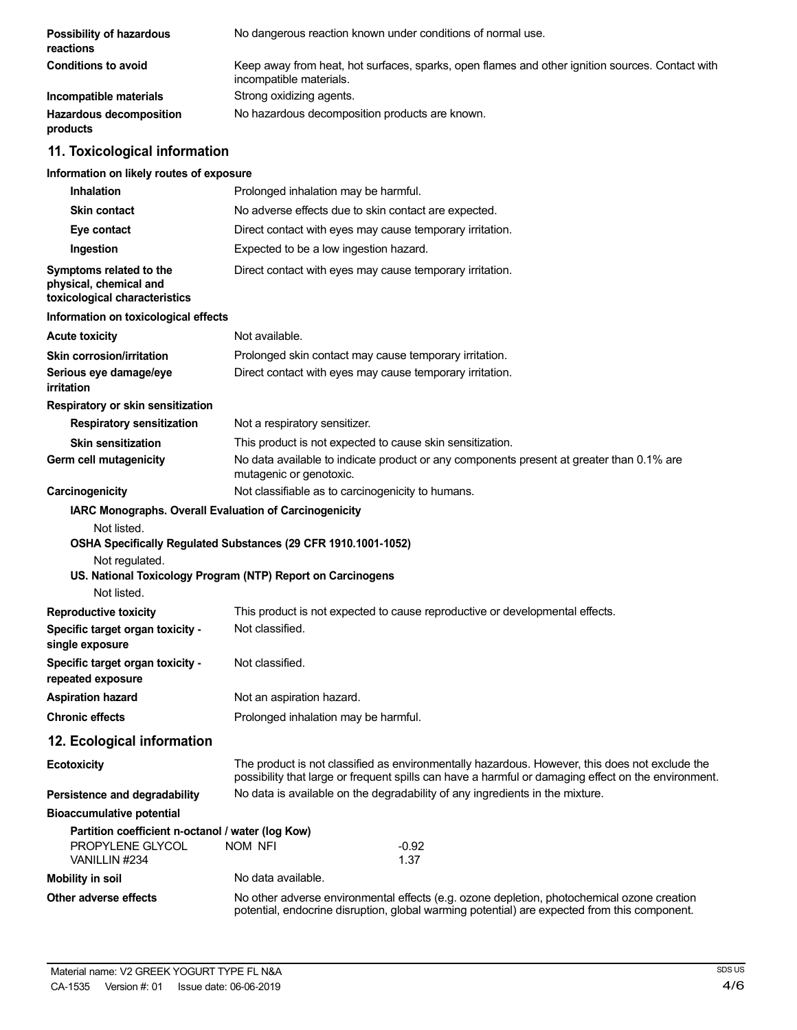| | |
|---|---|
| **Possibility of hazardous reactions** | No dangerous reaction known under conditions of normal use. |
| **Conditions to avoid** | Keep away from heat, hot surfaces, sparks, open flames and other ignition sources. Contact with incompatible materials. |
| **Incompatible materials** | Strong oxidizing agents. |
| **Hazardous decomposition products** | No hazardous decomposition products are known. |

## 11. Toxicological information

**Information on likely routes of exposure**

| | |
|---|---|
| **Inhalation** | Prolonged inhalation may be harmful. |
| **Skin contact** | No adverse effects due to skin contact are expected. |
| **Eye contact** | Direct contact with eyes may cause temporary irritation. |
| **Ingestion** | Expected to be a low ingestion hazard. |
| **Symptoms related to the physical, chemical and toxicological characteristics** | Direct contact with eyes may cause temporary irritation. |

**Information on toxicological effects**

| | |
|---|---|
| **Acute toxicity** | Not available. |
| **Skin corrosion/irritation** | Prolonged skin contact may cause temporary irritation. |
| **Serious eye damage/eye irritation** | Direct contact with eyes may cause temporary irritation. |

**Respiratory or skin sensitization**

| | |
|---|---|
| **Respiratory sensitization** | Not a respiratory sensitizer. |
| **Skin sensitization** | This product is not expected to cause skin sensitization. |
| **Germ cell mutagenicity** | No data available to indicate product or any components present at greater than 0.1% are mutagenic or genotoxic. |
| **Carcinogenicity** | Not classifiable as to carcinogenicity to humans. |

**IARC Monographs. Overall Evaluation of Carcinogenicity**

Not listed.

**OSHA Specifically Regulated Substances (29 CFR 1910.1001-1052)**

Not regulated.

**US. National Toxicology Program (NTP) Report on Carcinogens**

Not listed.

| | |
|---|---|
| **Reproductive toxicity** | This product is not expected to cause reproductive or developmental effects. |
| **Specific target organ toxicity - single exposure** | Not classified. |
| **Specific target organ toxicity - repeated exposure** | Not classified. |
| **Aspiration hazard** | Not an aspiration hazard. |
| **Chronic effects** | Prolonged inhalation may be harmful. |

## 12. Ecological information

| | |
|---|---|
| **Ecotoxicity** | The product is not classified as environmentally hazardous. However, this does not exclude the possibility that large or frequent spills can have a harmful or damaging effect on the environment. |
| **Persistence and degradability** | No data is available on the degradability of any ingredients in the mixture. |

**Bioaccumulative potential**

**Partition coefficient n-octanol / water (log Kow)**

| | |
|---|---|
| PROPYLENE GLYCOL NOM NFI | -0.92 |
| VANILLIN #234 | 1.37 |

| | |
|---|---|
| **Mobility in soil** | No data available. |
| **Other adverse effects** | No other adverse environmental effects (e.g. ozone depletion, photochemical ozone creation potential, endocrine disruption, global warming potential) are expected from this component. |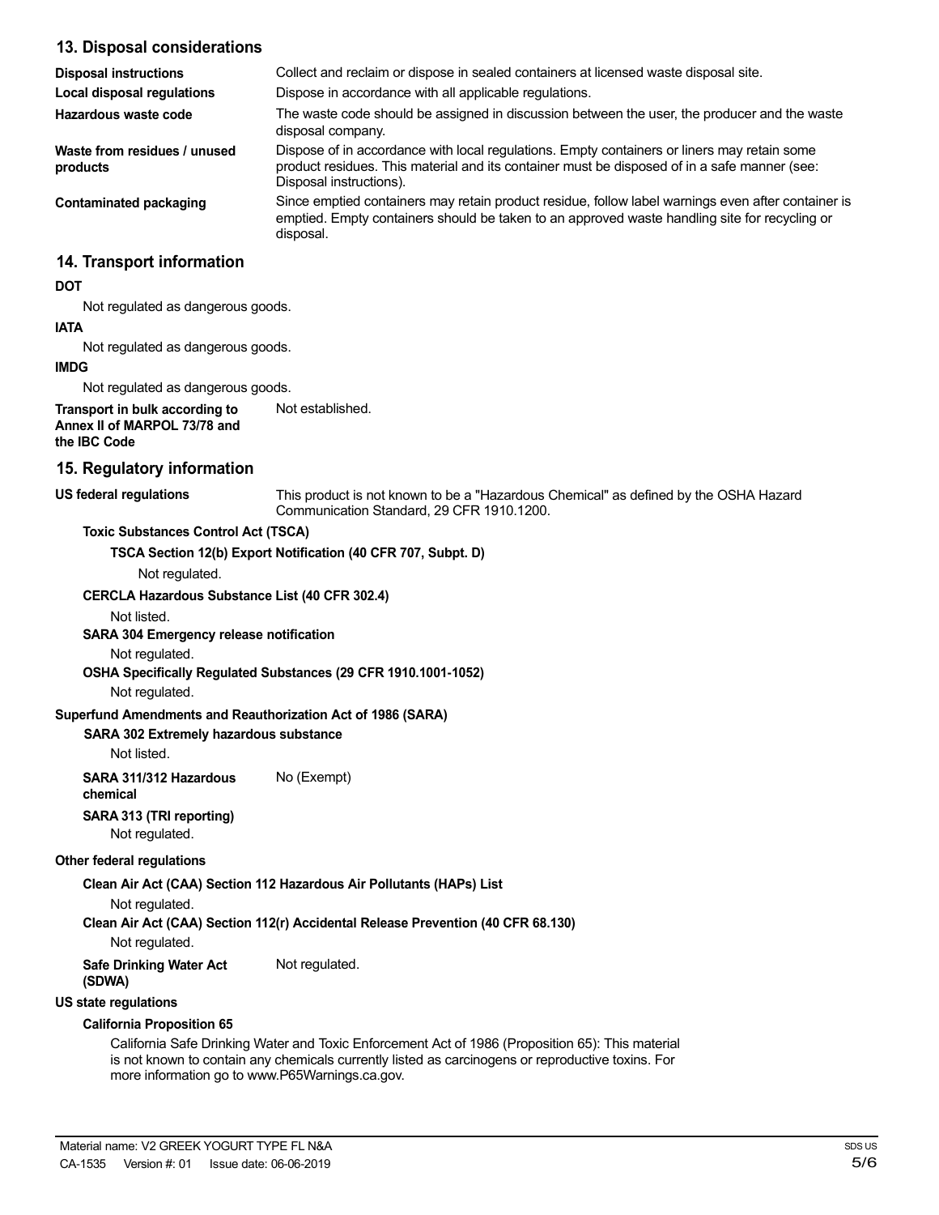## 13. Disposal considerations

| | |
|---|---|
| **Disposal instructions** | Collect and reclaim or dispose in sealed containers at licensed waste disposal site. |
| **Local disposal regulations** | Dispose in accordance with all applicable regulations. |
| **Hazardous waste code** | The waste code should be assigned in discussion between the user, the producer and the waste disposal company. |
| **Waste from residues / unused products** | Dispose of in accordance with local regulations. Empty containers or liners may retain some product residues. This material and its container must be disposed of in a safe manner (see: Disposal instructions). |
| **Contaminated packaging** | Since emptied containers may retain product residue, follow label warnings even after container is emptied. Empty containers should be taken to an approved waste handling site for recycling or disposal. |

## 14. Transport information

**DOT**

Not regulated as dangerous goods.

**IATA**

Not regulated as dangerous goods.

**IMDG**

Not regulated as dangerous goods.

**Transport in bulk according to Annex II of MARPOL 73/78 and the IBC Code** Not established.

## 15. Regulatory information

**US federal regulations** This product is not known to be a "Hazardous Chemical" as defined by the OSHA Hazard Communication Standard, 29 CFR 1910.1200.

**Toxic Substances Control Act (TSCA)**

**TSCA Section 12(b) Export Notification (40 CFR 707, Subpt. D)**

Not regulated.

**CERCLA Hazardous Substance List (40 CFR 302.4)**

Not listed.

**SARA 304 Emergency release notification**

Not regulated.

**OSHA Specifically Regulated Substances (29 CFR 1910.1001-1052)**

Not regulated.

**Superfund Amendments and Reauthorization Act of 1986 (SARA)**

**SARA 302 Extremely hazardous substance**

Not listed.

**SARA 311/312 Hazardous chemical** No (Exempt)

**SARA 313 (TRI reporting)**

Not regulated.

**Other federal regulations**

**Clean Air Act (CAA) Section 112 Hazardous Air Pollutants (HAPs) List**

Not regulated.

**Clean Air Act (CAA) Section 112(r) Accidental Release Prevention (40 CFR 68.130)**

Not regulated.

**Safe Drinking Water Act (SDWA)** Not regulated.

**US state regulations**

**California Proposition 65**

California Safe Drinking Water and Toxic Enforcement Act of 1986 (Proposition 65): This material is not known to contain any chemicals currently listed as carcinogens or reproductive toxins. For more information go to www.P65Warnings.ca.gov.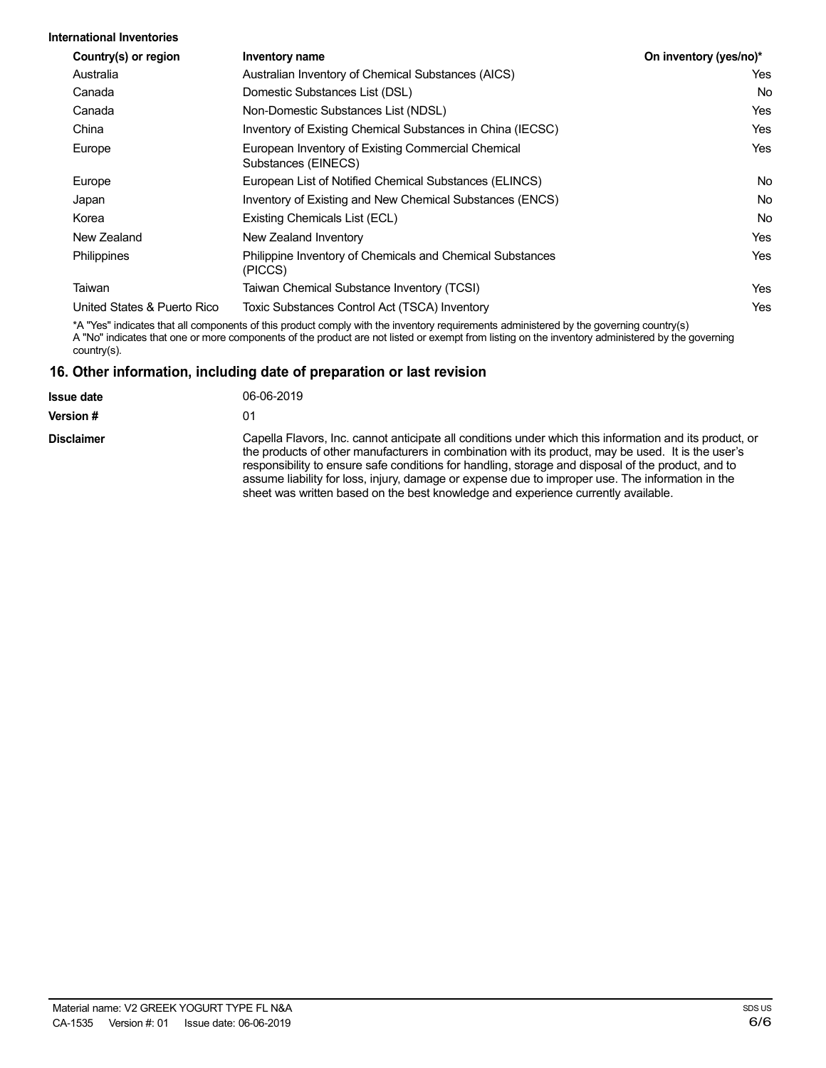**International Inventories**

| Country(s) or region | Inventory name | On inventory (yes/no)* |
| --- | --- | --- |
| Australia | Australian Inventory of Chemical Substances (AICS) | Yes |
| Canada | Domestic Substances List (DSL) | No |
| Canada | Non-Domestic Substances List (NDSL) | Yes |
| China | Inventory of Existing Chemical Substances in China (IECSC) | Yes |
| Europe | European Inventory of Existing Commercial Chemical Substances (EINECS) | Yes |
| Europe | European List of Notified Chemical Substances (ELINCS) | No |
| Japan | Inventory of Existing and New Chemical Substances (ENCS) | No |
| Korea | Existing Chemicals List (ECL) | No |
| New Zealand | New Zealand Inventory | Yes |
| Philippines | Philippine Inventory of Chemicals and Chemical Substances (PICCS) | Yes |
| Taiwan | Taiwan Chemical Substance Inventory (TCSI) | Yes |
| United States & Puerto Rico | Toxic Substances Control Act (TSCA) Inventory | Yes |

*A "Yes" indicates that all components of this product comply with the inventory requirements administered by the governing country(s)
A "No" indicates that one or more components of the product are not listed or exempt from listing on the inventory administered by the governing country(s).

## 16. Other information, including date of preparation or last revision

**Issue date** 06-06-2019

**Version #** 01

**Disclaimer** Capella Flavors, Inc. cannot anticipate all conditions under which this information and its product, or the products of other manufacturers in combination with its product, may be used. It is the user's responsibility to ensure safe conditions for handling, storage and disposal of the product, and to assume liability for loss, injury, damage or expense due to improper use. The information in the sheet was written based on the best knowledge and experience currently available.